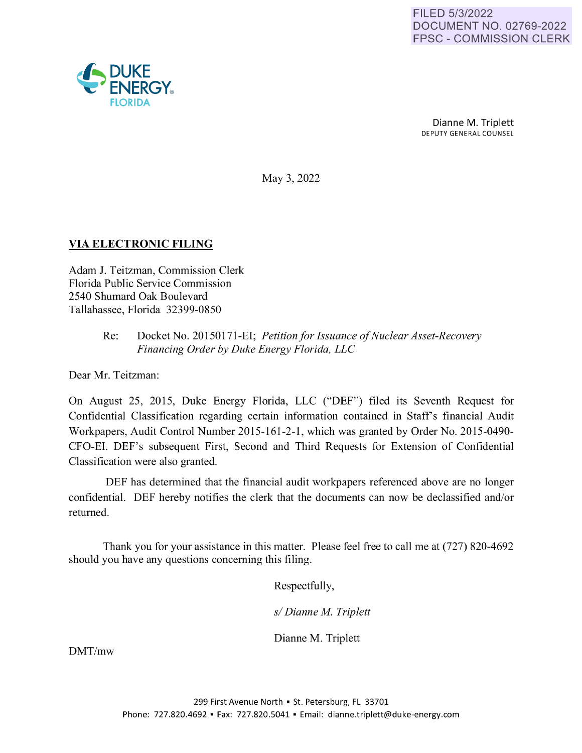FILED 5/3/2022
DOCUMENT NO. 02769-2022
FPSC - COMMISSION CLERK

DUKE ENERGY
FLORIDA

Dianne M. Triplett
DEPUTY GENERAL COUNSEL

May 3, 2022

**VIA ELECTRONIC FILING**

Adam J. Teitzman, Commission Clerk
Florida Public Service Commission
2540 Shumard Oak Boulevard
Tallahassee, Florida 32399-0850

Re: Docket No. 20150171-EI; *Petition for Issuance of Nuclear Asset-Recovery Financing Order by Duke Energy Florida, LLC*

Dear Mr. Teitzman:

On August 25, 2015, Duke Energy Florida, LLC ("DEF") filed its Seventh Request for Confidential Classification regarding certain information contained in Staff's financial Audit Workpapers, Audit Control Number 2015-161-2-1, which was granted by Order No. 2015-0490-CFO-EI. DEF's subsequent First, Second and Third Requests for Extension of Confidential Classification were also granted.

DEF has determined that the financial audit workpapers referenced above are no longer confidential. DEF hereby notifies the clerk that the documents can now be declassified and/or returned.

Thank you for your assistance in this matter. Please feel free to call me at (727) 820-4692 should you have any questions concerning this filing.

Respectfully,

*s/ Dianne M. Triplett*

Dianne M. Triplett

DMT/mw

299 First Avenue North ▪ St. Petersburg, FL 33701
Phone: 727.820.4692 ▪ Fax: 727.820.5041 ▪ Email: dianne.triplett@duke-energy.com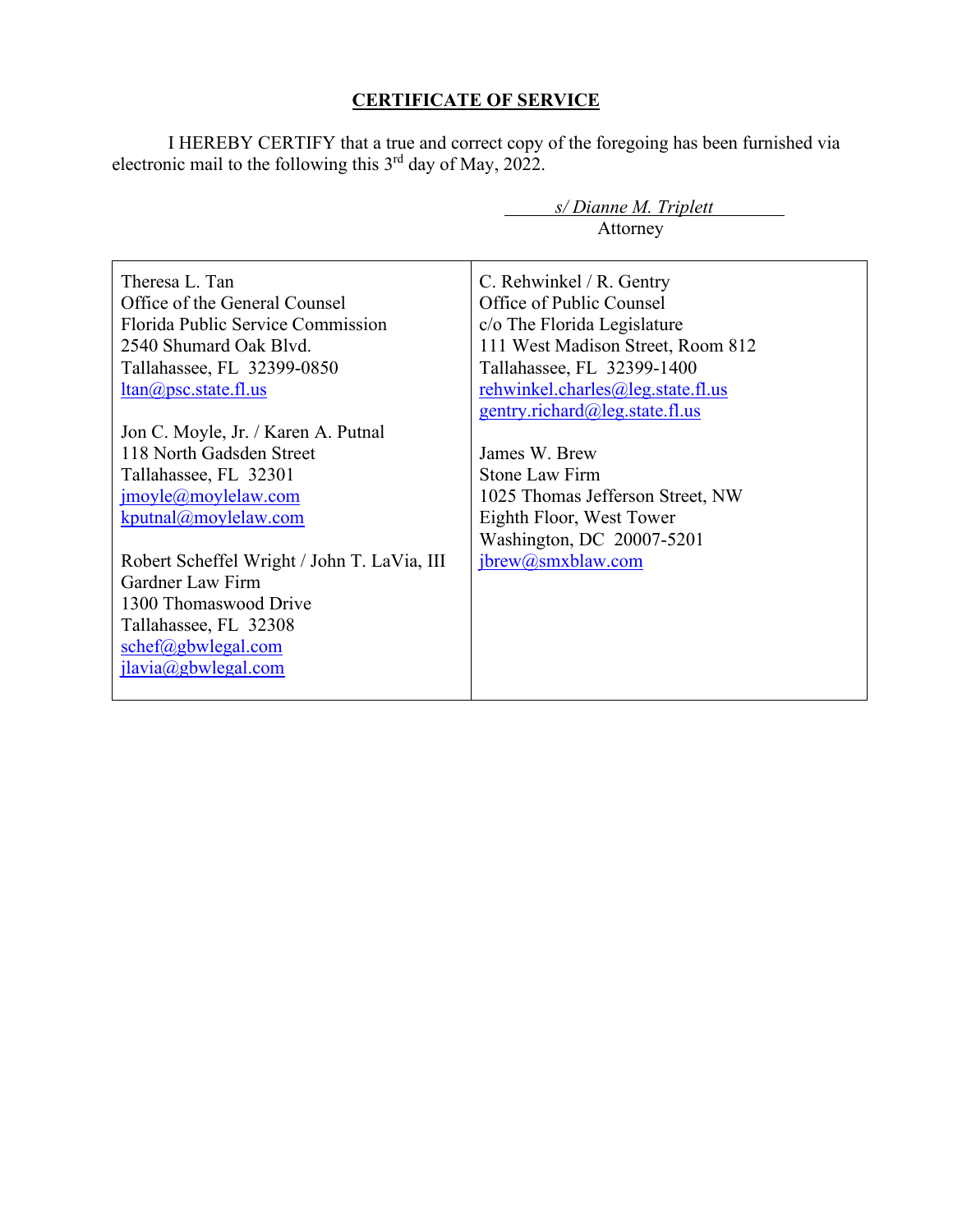## CERTIFICATE OF SERVICE

I HEREBY CERTIFY that a true and correct copy of the foregoing has been furnished via electronic mail to the following this 3rd day of May, 2022.

*s/ Dianne M. Triplett*
Attorney

| | |
|---|---|
| Theresa L. Tan<br>Office of the General Counsel<br>Florida Public Service Commission<br>2540 Shumard Oak Blvd.<br>Tallahassee, FL 32399-0850<br>ltan@psc.state.fl.us<br><br>Jon C. Moyle, Jr. / Karen A. Putnal<br>118 North Gadsden Street<br>Tallahassee, FL 32301<br>jmoyle@moylelaw.com<br>kputnal@moylelaw.com<br><br>Robert Scheffel Wright / John T. LaVia, III<br>Gardner Law Firm<br>1300 Thomaswood Drive<br>Tallahassee, FL 32308<br>schef@gbwlegal.com<br>jlavia@gbwlegal.com | C. Rehwinkel / R. Gentry<br>Office of Public Counsel<br>c/o The Florida Legislature<br>111 West Madison Street, Room 812<br>Tallahassee, FL 32399-1400<br>rehwinkel.charles@leg.state.fl.us<br>gentry.richard@leg.state.fl.us<br><br>James W. Brew<br>Stone Law Firm<br>1025 Thomas Jefferson Street, NW<br>Eighth Floor, West Tower<br>Washington, DC 20007-5201<br>jbrew@smxblaw.com |